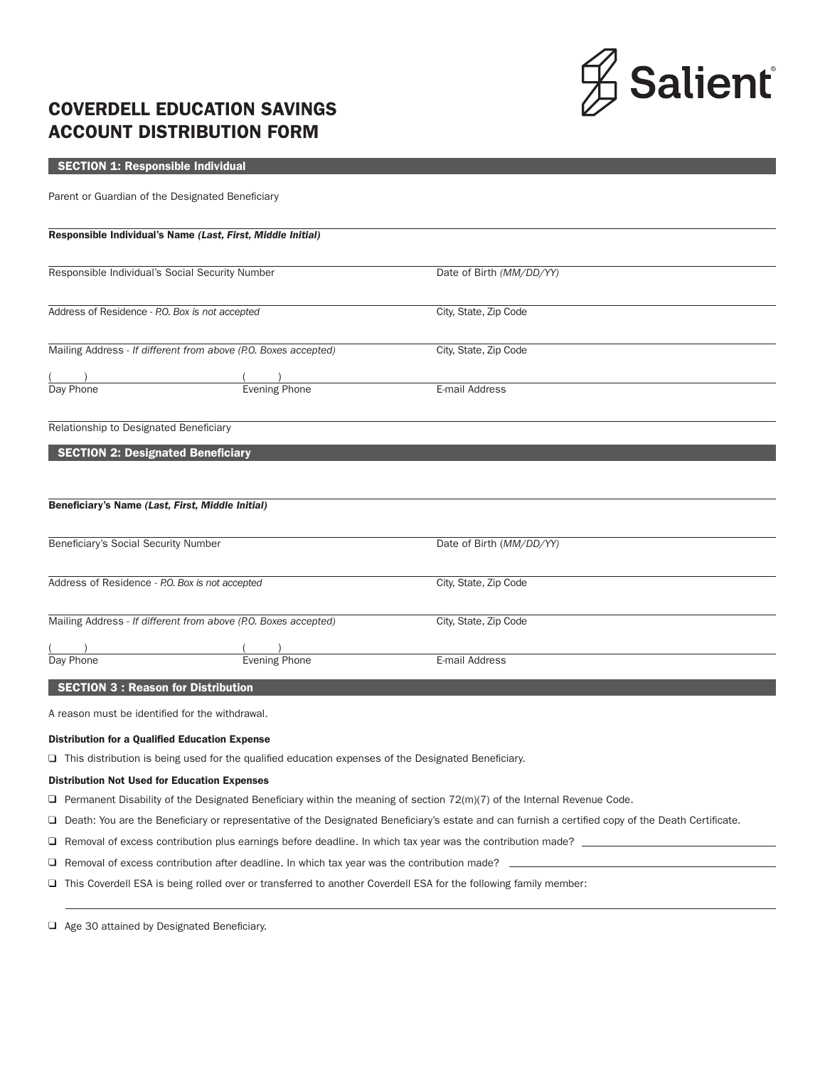# COVERDELL EDUCATION SAVINGS ACCOUNT DISTRIBUTION FORM

Salient®

## SECTION 1: Responsible Individual

Parent or Guardian of the Designated Beneficiary

**Responsible Individual's Name *(Last, First, Middle Initial)***

Responsible Individual's Social Security Number

Date of Birth *(MM/DD/YY)*

Address of Residence - *P.O. Box is not accepted*

City, State, Zip Code

Mailing Address - *If different from above (P.O. Boxes accepted)*

City, State, Zip Code

(     )
Day Phone

(     )
Evening Phone

E-mail Address

Relationship to Designated Beneficiary

## SECTION 2: Designated Beneficiary

**Beneficiary's Name *(Last, First, Middle Initial)***

Beneficiary's Social Security Number

Date of Birth (*MM/DD/YY*)

Address of Residence - *P.O. Box is not accepted*

City, State, Zip Code

Mailing Address - *If different from above (P.O. Boxes accepted)*

City, State, Zip Code

(     )
Day Phone

(     )
Evening Phone

E-mail Address

## SECTION 3 : Reason for Distribution

A reason must be identified for the withdrawal.

**Distribution for a Qualified Education Expense**

❑ This distribution is being used for the qualified education expenses of the Designated Beneficiary.

**Distribution Not Used for Education Expenses**

❑ Permanent Disability of the Designated Beneficiary within the meaning of section 72(m)(7) of the Internal Revenue Code.

❑ Death: You are the Beneficiary or representative of the Designated Beneficiary's estate and can furnish a certified copy of the Death Certificate.

❑ Removal of excess contribution plus earnings before deadline. In which tax year was the contribution made? \_\_\_\_\_\_\_\_\_\_\_\_\_\_\_\_

❑ Removal of excess contribution after deadline. In which tax year was the contribution made? \_\_\_\_\_\_\_\_\_\_\_\_\_\_\_\_

❑ This Coverdell ESA is being rolled over or transferred to another Coverdell ESA for the following family member:

\_\_\_\_\_\_\_\_\_\_\_\_\_\_\_\_\_\_\_\_\_\_\_\_\_\_\_\_\_\_\_\_

❑ Age 30 attained by Designated Beneficiary.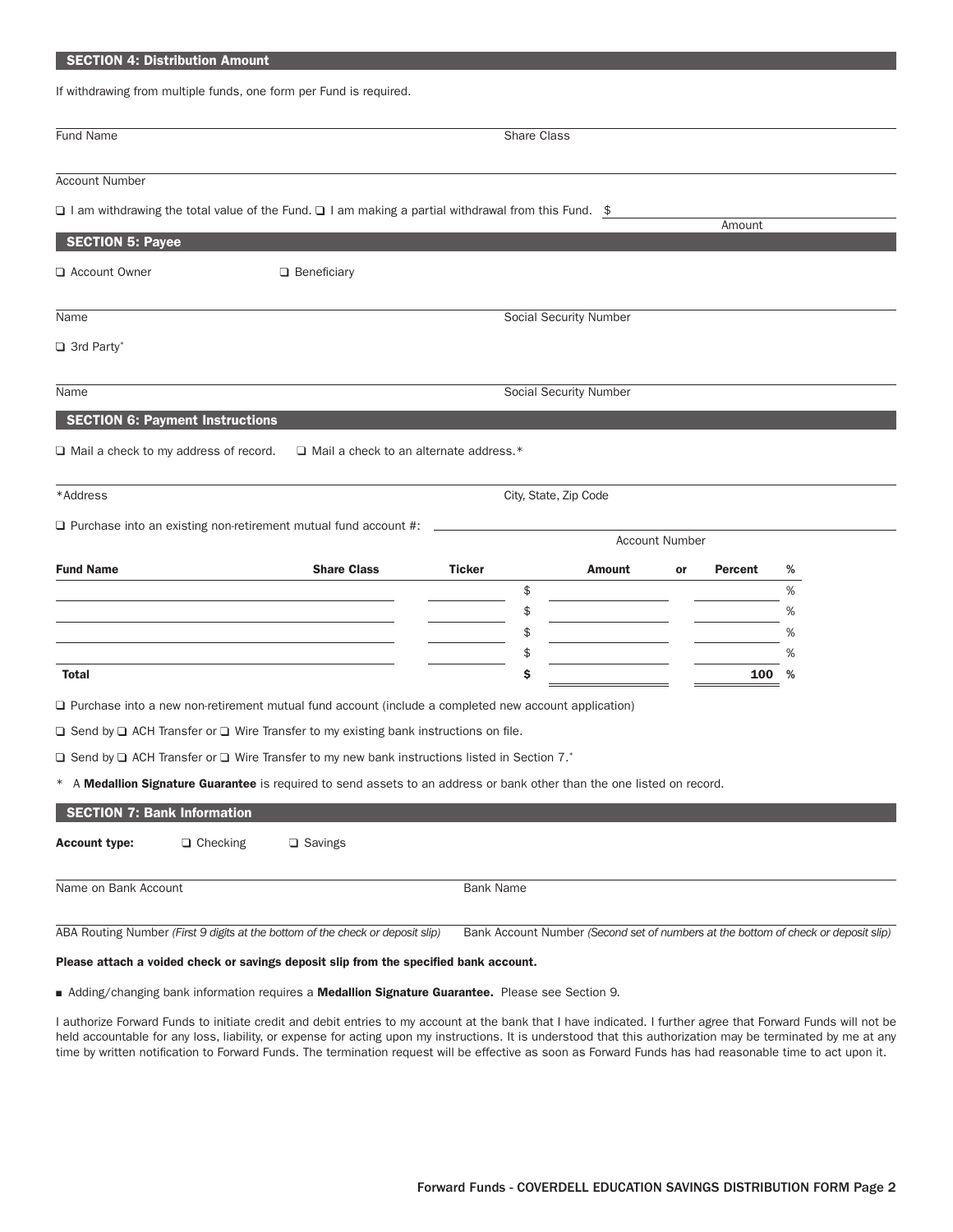## SECTION 4: Distribution Amount

If withdrawing from multiple funds, one form per Fund is required.

Fund Name ______________________ Share Class ______________________

Account Number ______________________

❑ I am withdrawing the total value of the Fund. ❑ I am making a partial withdrawal from this Fund. $ ______________________ Amount

## SECTION 5: Payee

❑ Account Owner ❑ Beneficiary

Name ______________________ Social Security Number ______________________

❑ 3rd Party*

Name ______________________ Social Security Number ______________________

## SECTION 6: Payment Instructions

❑ Mail a check to my address of record. ❑ Mail a check to an alternate address.*

*Address ______________________ City, State, Zip Code ______________________

❑ Purchase into an existing non-retirement mutual fund account #: ______________________ Account Number

| Fund Name | Share Class | Ticker | | Amount | or | Percent | % |
|---|---|---|---|---|---|---|---|
| | | | $ | | | | % |
| | | | $ | | | | % |
| | | | $ | | | | % |
| | | | $ | | | | % |
| **Total** | | | **$** | | | **100** | **%** |

❑ Purchase into a new non-retirement mutual fund account (include a completed new account application)

❑ Send by ❑ ACH Transfer or ❑ Wire Transfer to my existing bank instructions on file.

❑ Send by ❑ ACH Transfer or ❑ Wire Transfer to my new bank instructions listed in Section 7.*

\* A **Medallion Signature Guarantee** is required to send assets to an address or bank other than the one listed on record.

## SECTION 7: Bank Information

**Account type:** ❑ Checking ❑ Savings

Name on Bank Account ______________________ Bank Name ______________________

ABA Routing Number *(First 9 digits at the bottom of the check or deposit slip)* ______________________ Bank Account Number *(Second set of numbers at the bottom of check or deposit slip)* ______________________

**Please attach a voided check or savings deposit slip from the specified bank account.**

- Adding/changing bank information requires a **Medallion Signature Guarantee.** Please see Section 9.

I authorize Forward Funds to initiate credit and debit entries to my account at the bank that I have indicated. I further agree that Forward Funds will not be held accountable for any loss, liability, or expense for acting upon my instructions. It is understood that this authorization may be terminated by me at any time by written notification to Forward Funds. The termination request will be effective as soon as Forward Funds has had reasonable time to act upon it.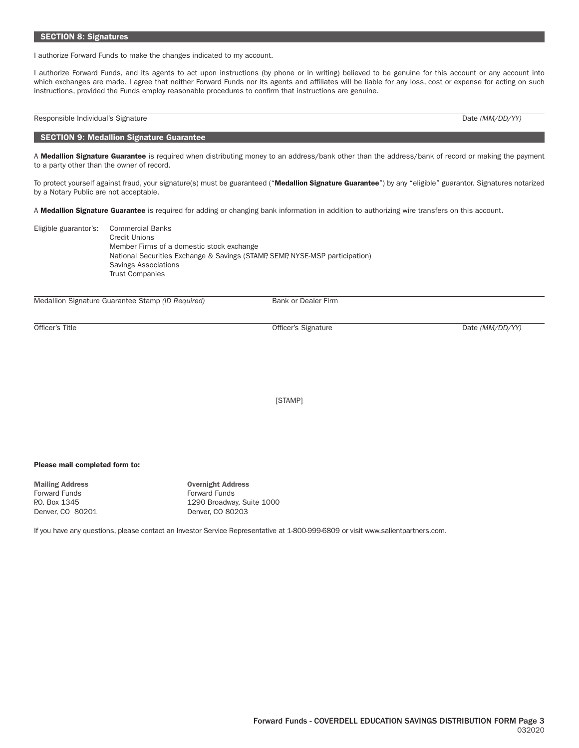## SECTION 8: Signatures

I authorize Forward Funds to make the changes indicated to my account.

I authorize Forward Funds, and its agents to act upon instructions (by phone or in writing) believed to be genuine for this account or any account into which exchanges are made. I agree that neither Forward Funds nor its agents and affiliates will be liable for any loss, cost or expense for acting on such instructions, provided the Funds employ reasonable procedures to confirm that instructions are genuine.

Responsible Individual's Signature &nbsp;&nbsp;&nbsp;&nbsp;&nbsp;&nbsp;&nbsp;&nbsp; Date *(MM/DD/YY)*

## SECTION 9: Medallion Signature Guarantee

A **Medallion Signature Guarantee** is required when distributing money to an address/bank other than the address/bank of record or making the payment to a party other than the owner of record.

To protect yourself against fraud, your signature(s) must be guaranteed ("**Medallion Signature Guarantee**") by any "eligible" guarantor. Signatures notarized by a Notary Public are not acceptable.

A **Medallion Signature Guarantee** is required for adding or changing bank information in addition to authorizing wire transfers on this account.

Eligible guarantor's:
- Commercial Banks
- Credit Unions
- Member Firms of a domestic stock exchange
- National Securities Exchange & Savings (STAMP, SEMP, NYSE-MSP participation)
- Savings Associations
- Trust Companies

Medallion Signature Guarantee Stamp *(ID Required)* &nbsp;&nbsp;&nbsp;&nbsp;&nbsp;&nbsp;&nbsp;&nbsp; Bank or Dealer Firm

Officer's Title &nbsp;&nbsp;&nbsp;&nbsp;&nbsp;&nbsp;&nbsp;&nbsp; Officer's Signature &nbsp;&nbsp;&nbsp;&nbsp;&nbsp;&nbsp;&nbsp;&nbsp; Date *(MM/DD/YY)*

[STAMP]

**Please mail completed form to:**

**Mailing Address**
Forward Funds
P.O. Box 1345
Denver, CO 80201

**Overnight Address**
Forward Funds
1290 Broadway, Suite 1000
Denver, CO 80203

If you have any questions, please contact an Investor Service Representative at 1-800-999-6809 or visit www.salientpartners.com.